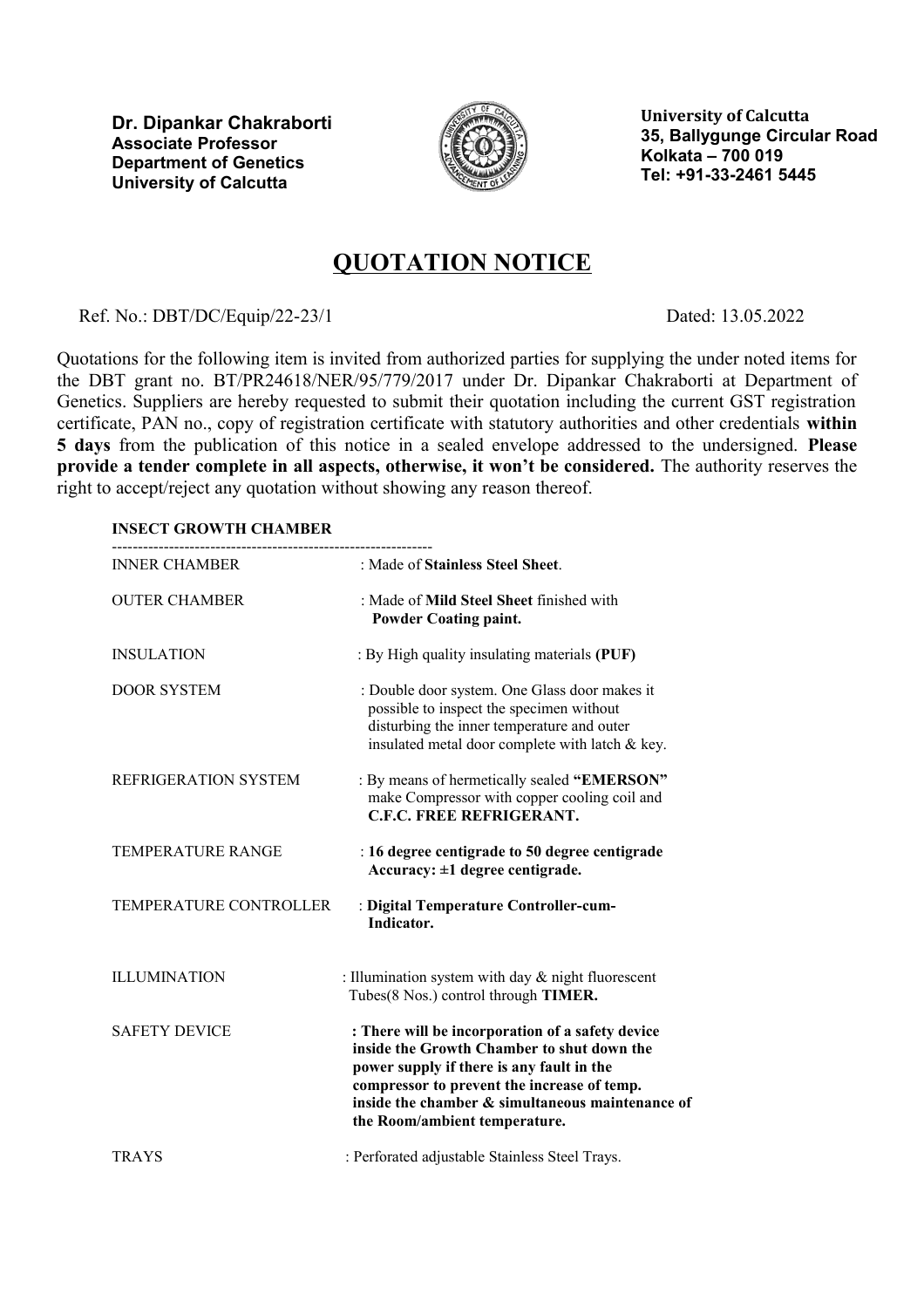**Dr. Dipankar Chakraborti**
**Associate Professor**
**Department of Genetics**
**University of Calcutta**

**University of Calcutta**
**35, Ballygunge Circular Road**
**Kolkata – 700 019**
**Tel: +91-33-2461 5445**

# QUOTATION NOTICE

Ref. No.: DBT/DC/Equip/22-23/1 Dated: 13.05.2022

Quotations for the following item is invited from authorized parties for supplying the under noted items for the DBT grant no. BT/PR24618/NER/95/779/2017 under Dr. Dipankar Chakraborti at Department of Genetics. Suppliers are hereby requested to submit their quotation including the current GST registration certificate, PAN no., copy of registration certificate with statutory authorities and other credentials **within 5 days** from the publication of this notice in a sealed envelope addressed to the undersigned. **Please provide a tender complete in all aspects, otherwise, it won't be considered.** The authority reserves the right to accept/reject any quotation without showing any reason thereof.

**INSECT GROWTH CHAMBER**

| | |
|---|---|
| INNER CHAMBER | : Made of **Stainless Steel Sheet**. |
| OUTER CHAMBER | : Made of **Mild Steel Sheet** finished with **Powder Coating paint.** |
| INSULATION | : By High quality insulating materials **(PUF)** |
| DOOR SYSTEM | : Double door system. One Glass door makes it possible to inspect the specimen without disturbing the inner temperature and outer insulated metal door complete with latch & key. |
| REFRIGERATION SYSTEM | : By means of hermetically sealed **"EMERSON"** make Compressor with copper cooling coil and **C.F.C. FREE REFRIGERANT.** |
| TEMPERATURE RANGE | : **16 degree centigrade to 50 degree centigrade Accuracy: ±1 degree centigrade.** |
| TEMPERATURE CONTROLLER | : **Digital Temperature Controller-cum-Indicator.** |
| ILLUMINATION | : Illumination system with day & night fluorescent Tubes(8 Nos.) control through **TIMER.** |
| SAFETY DEVICE | **: There will be incorporation of a safety device inside the Growth Chamber to shut down the power supply if there is any fault in the compressor to prevent the increase of temp. inside the chamber & simultaneous maintenance of the Room/ambient temperature.** |
| TRAYS | : Perforated adjustable Stainless Steel Trays. |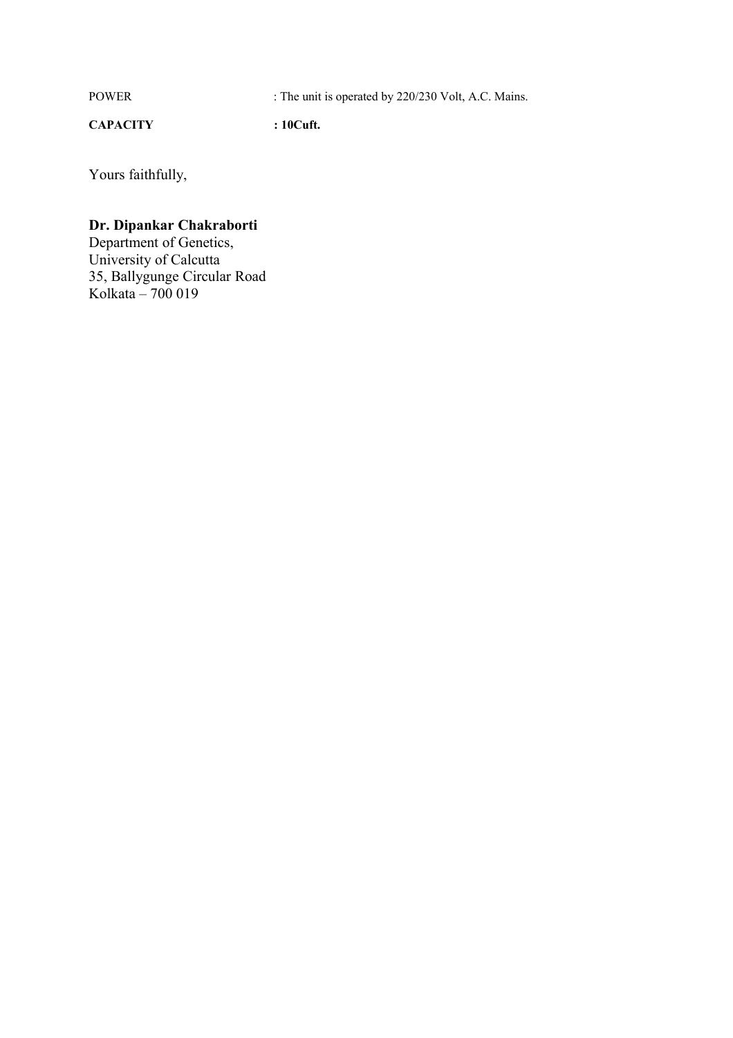POWER : The unit is operated by 220/230 Volt, A.C. Mains.

**CAPACITY : 10Cuft.**

Yours faithfully,

**Dr. Dipankar Chakraborti**
Department of Genetics,
University of Calcutta
35, Ballygunge Circular Road
Kolkata – 700 019